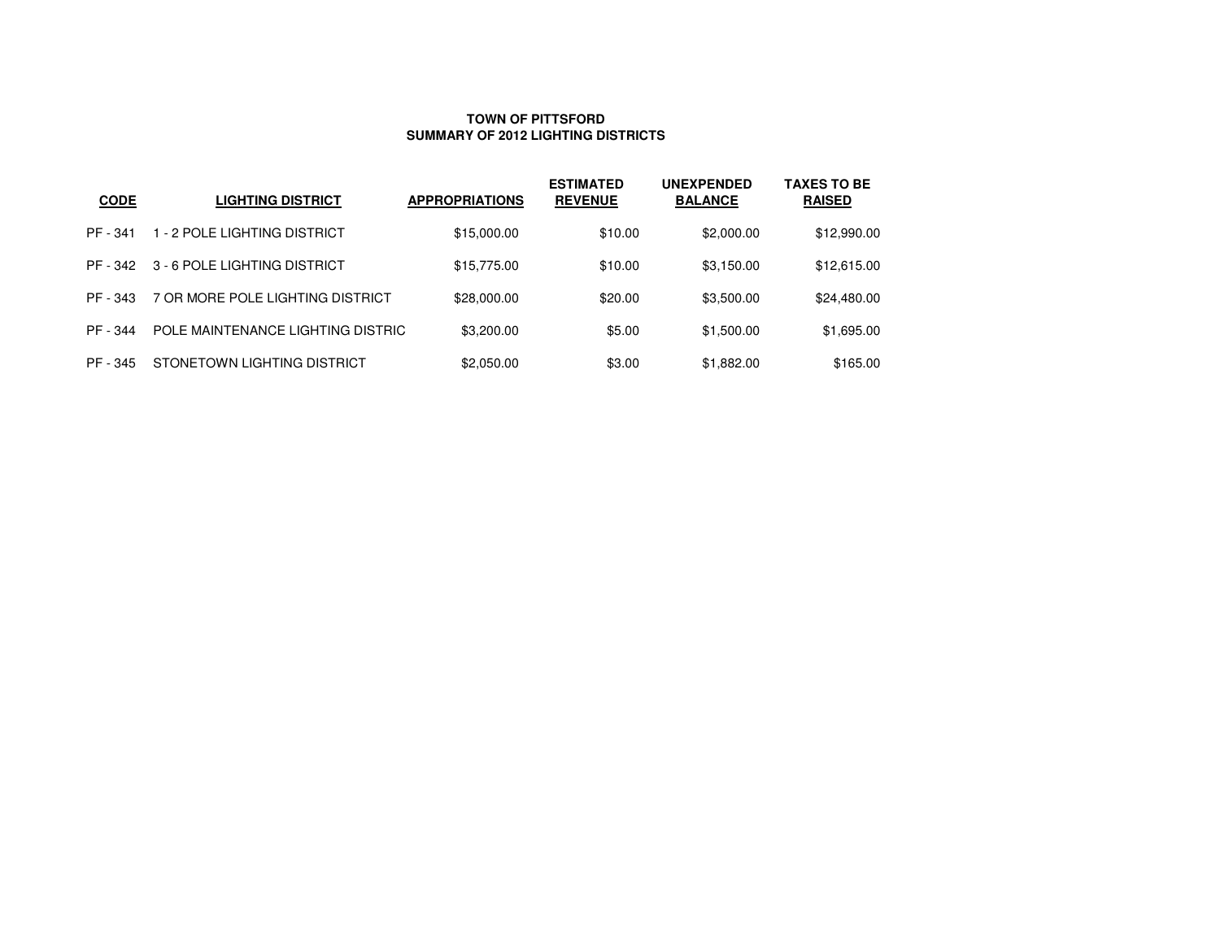# TOWN OF PITTSFORD
## SUMMARY OF 2012 LIGHTING DISTRICTS

| CODE | LIGHTING DISTRICT | APPROPRIATIONS | ESTIMATED REVENUE | UNEXPENDED BALANCE | TAXES TO BE RAISED |
|---|---|---|---|---|---|
| PF - 341 | 1 - 2 POLE LIGHTING DISTRICT | $15,000.00 | $10.00 | $2,000.00 | $12,990.00 |
| PF - 342 | 3 - 6 POLE LIGHTING DISTRICT | $15,775.00 | $10.00 | $3,150.00 | $12,615.00 |
| PF - 343 | 7 OR MORE POLE LIGHTING DISTRICT | $28,000.00 | $20.00 | $3,500.00 | $24,480.00 |
| PF - 344 | POLE MAINTENANCE LIGHTING DISTRIC | $3,200.00 | $5.00 | $1,500.00 | $1,695.00 |
| PF - 345 | STONETOWN LIGHTING DISTRICT | $2,050.00 | $3.00 | $1,882.00 | $165.00 |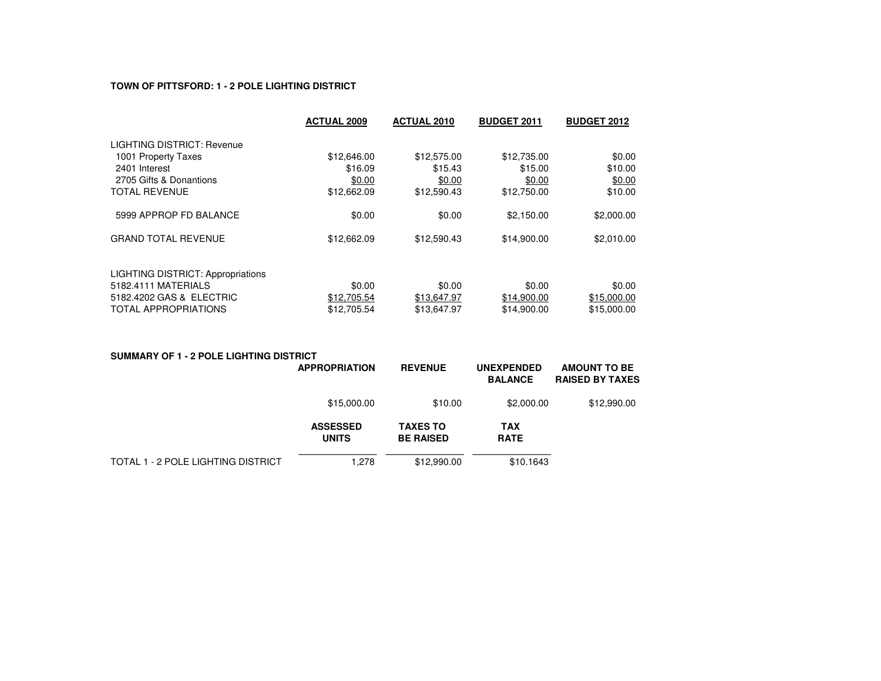**TOWN OF PITTSFORD: 1 - 2 POLE LIGHTING DISTRICT**

| | ACTUAL 2009 | ACTUAL 2010 | BUDGET 2011 | BUDGET 2012 |
|---|---|---|---|---|
| LIGHTING DISTRICT: Revenue | | | | |
| 1001 Property Taxes | $12,646.00 | $12,575.00 | $12,735.00 | $0.00 |
| 2401 Interest | $16.09 | $15.43 | $15.00 | $10.00 |
| 2705 Gifts & Donantions | $0.00 | $0.00 | $0.00 | $0.00 |
| TOTAL REVENUE | $12,662.09 | $12,590.43 | $12,750.00 | $10.00 |
| 5999 APPROP FD BALANCE | $0.00 | $0.00 | $2,150.00 | $2,000.00 |
| GRAND TOTAL REVENUE | $12,662.09 | $12,590.43 | $14,900.00 | $2,010.00 |
| LIGHTING DISTRICT: Appropriations | | | | |
| 5182.4111 MATERIALS | $0.00 | $0.00 | $0.00 | $0.00 |
| 5182.4202 GAS & ELECTRIC | $12,705.54 | $13,647.97 | $14,900.00 | $15,000.00 |
| TOTAL APPROPRIATIONS | $12,705.54 | $13,647.97 | $14,900.00 | $15,000.00 |

**SUMMARY OF 1 - 2 POLE LIGHTING DISTRICT**

| APPROPRIATION | REVENUE | UNEXPENDED BALANCE | AMOUNT TO BE RAISED BY TAXES |
|---|---|---|---|
| $15,000.00 | $10.00 | $2,000.00 | $12,990.00 |

| | ASSESSED UNITS | TAXES TO BE RAISED | TAX RATE |
|---|---|---|---|
| TOTAL 1 - 2 POLE LIGHTING DISTRICT | 1,278 | $12,990.00 | $10.1643 |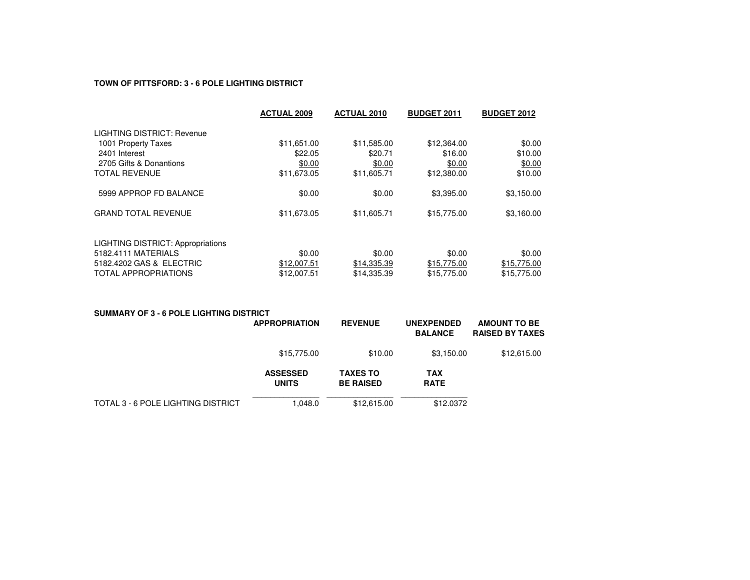**TOWN OF PITTSFORD: 3 - 6 POLE LIGHTING DISTRICT**

| | ACTUAL 2009 | ACTUAL 2010 | BUDGET 2011 | BUDGET 2012 |
|---|---|---|---|---|
| LIGHTING DISTRICT: Revenue | | | | |
| 1001 Property Taxes | $11,651.00 | $11,585.00 | $12,364.00 | $0.00 |
| 2401 Interest | $22.05 | $20.71 | $16.00 | $10.00 |
| 2705 Gifts & Donantions | $0.00 | $0.00 | $0.00 | $0.00 |
| TOTAL REVENUE | $11,673.05 | $11,605.71 | $12,380.00 | $10.00 |
| 5999 APPROP FD BALANCE | $0.00 | $0.00 | $3,395.00 | $3,150.00 |
| GRAND TOTAL REVENUE | $11,673.05 | $11,605.71 | $15,775.00 | $3,160.00 |
| LIGHTING DISTRICT: Appropriations | | | | |
| 5182.4111 MATERIALS | $0.00 | $0.00 | $0.00 | $0.00 |
| 5182.4202 GAS & ELECTRIC | $12,007.51 | $14,335.39 | $15,775.00 | $15,775.00 |
| TOTAL APPROPRIATIONS | $12,007.51 | $14,335.39 | $15,775.00 | $15,775.00 |

**SUMMARY OF 3 - 6 POLE LIGHTING DISTRICT**

| APPROPRIATION | REVENUE | UNEXPENDED BALANCE | AMOUNT TO BE RAISED BY TAXES |
|---|---|---|---|
| $15,775.00 | $10.00 | $3,150.00 | $12,615.00 |

| | ASSESSED UNITS | TAXES TO BE RAISED | TAX RATE |
|---|---|---|---|
| TOTAL 3 - 6 POLE LIGHTING DISTRICT | 1,048.0 | $12,615.00 | $12.0372 |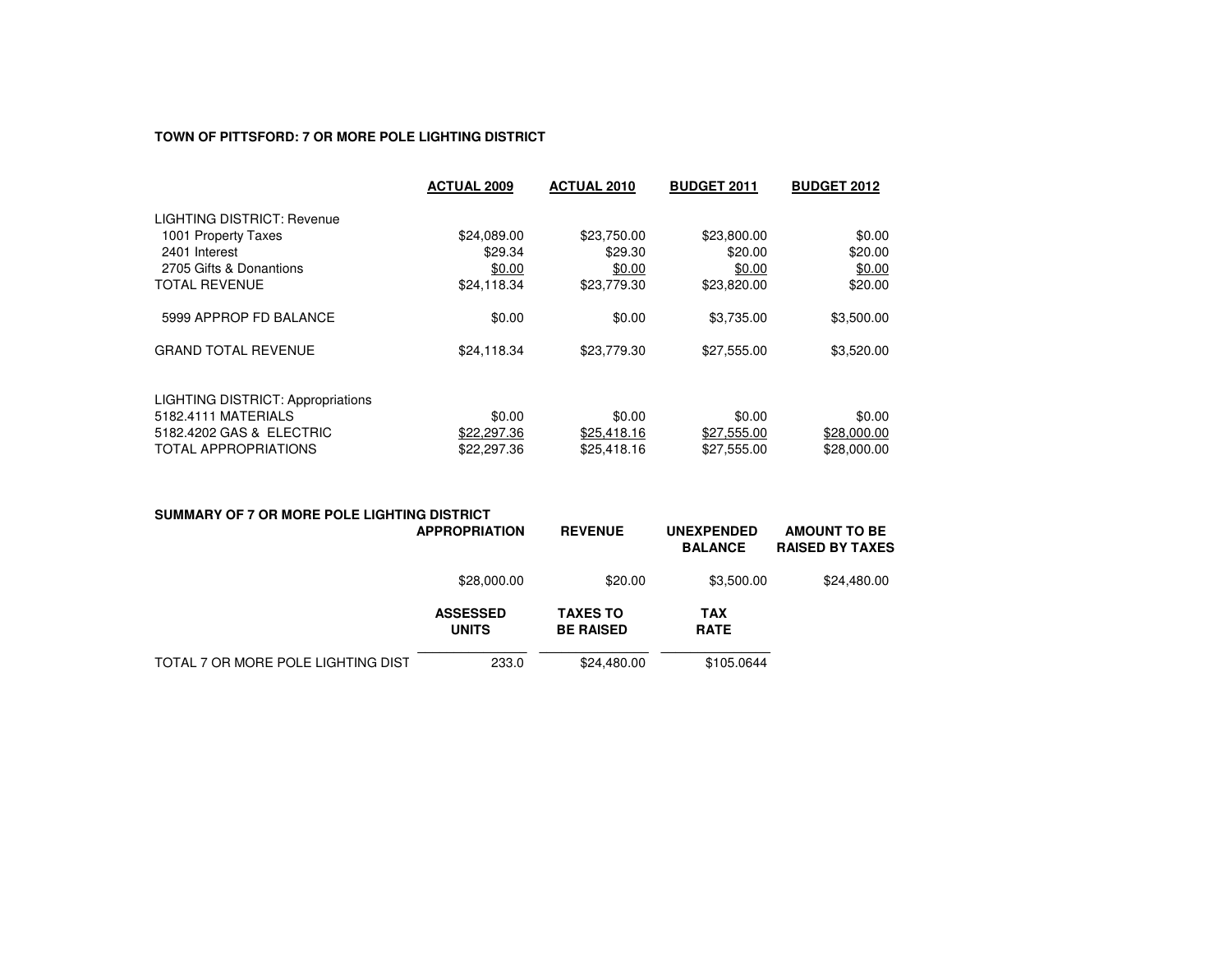**TOWN OF PITTSFORD: 7 OR MORE POLE LIGHTING DISTRICT**

| | ACTUAL 2009 | ACTUAL 2010 | BUDGET 2011 | BUDGET 2012 |
|---|---|---|---|---|
| LIGHTING DISTRICT: Revenue | | | | |
| 1001 Property Taxes | $24,089.00 | $23,750.00 | $23,800.00 | $0.00 |
| 2401 Interest | $29.34 | $29.30 | $20.00 | $20.00 |
| 2705 Gifts & Donantions | $0.00 | $0.00 | $0.00 | $0.00 |
| TOTAL REVENUE | $24,118.34 | $23,779.30 | $23,820.00 | $20.00 |
| 5999 APPROP FD BALANCE | $0.00 | $0.00 | $3,735.00 | $3,500.00 |
| GRAND TOTAL REVENUE | $24,118.34 | $23,779.30 | $27,555.00 | $3,520.00 |
| LIGHTING DISTRICT: Appropriations | | | | |
| 5182.4111 MATERIALS | $0.00 | $0.00 | $0.00 | $0.00 |
| 5182.4202 GAS & ELECTRIC | $22,297.36 | $25,418.16 | $27,555.00 | $28,000.00 |
| TOTAL APPROPRIATIONS | $22,297.36 | $25,418.16 | $27,555.00 | $28,000.00 |

**SUMMARY OF 7 OR MORE POLE LIGHTING DISTRICT**

| | APPROPRIATION | REVENUE | UNEXPENDED BALANCE | AMOUNT TO BE RAISED BY TAXES |
|---|---|---|---|---|
| | $28,000.00 | $20.00 | $3,500.00 | $24,480.00 |

| | ASSESSED UNITS | TAXES TO BE RAISED | TAX RATE |
|---|---|---|---|
| TOTAL 7 OR MORE POLE LIGHTING DIST | 233.0 | $24,480.00 | $105.0644 |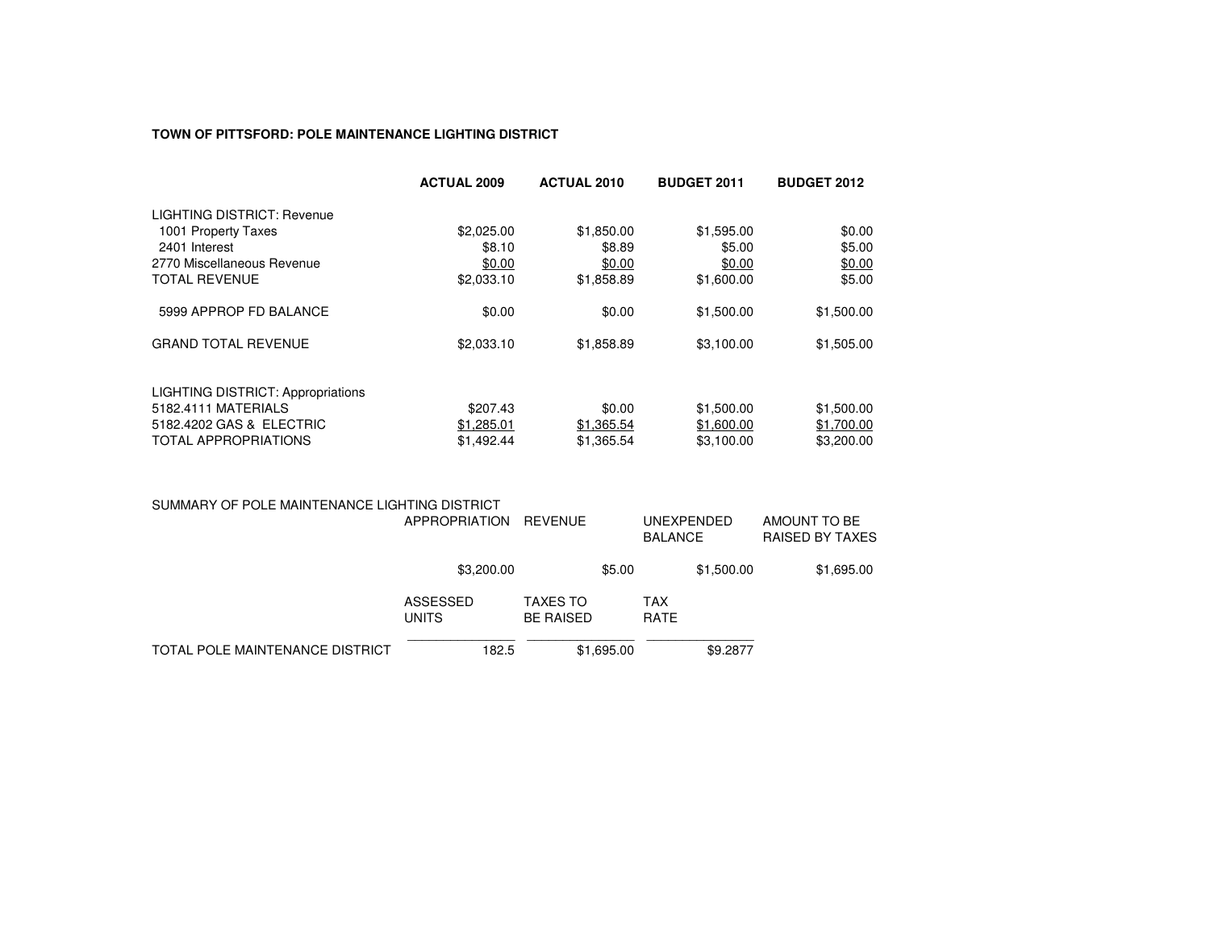**TOWN OF PITTSFORD: POLE MAINTENANCE LIGHTING DISTRICT**

| | ACTUAL 2009 | ACTUAL 2010 | BUDGET 2011 | BUDGET 2012 |
|---|---|---|---|---|
| LIGHTING DISTRICT: Revenue | | | | |
| 1001 Property Taxes | $2,025.00 | $1,850.00 | $1,595.00 | $0.00 |
| 2401 Interest | $8.10 | $8.89 | $5.00 | $5.00 |
| 2770 Miscellaneous Revenue | $0.00 | $0.00 | $0.00 | $0.00 |
| TOTAL REVENUE | $2,033.10 | $1,858.89 | $1,600.00 | $5.00 |
| 5999 APPROP FD BALANCE | $0.00 | $0.00 | $1,500.00 | $1,500.00 |
| GRAND TOTAL REVENUE | $2,033.10 | $1,858.89 | $3,100.00 | $1,505.00 |
| LIGHTING DISTRICT: Appropriations | | | | |
| 5182.4111 MATERIALS | $207.43 | $0.00 | $1,500.00 | $1,500.00 |
| 5182.4202 GAS & ELECTRIC | $1,285.01 | $1,365.54 | $1,600.00 | $1,700.00 |
| TOTAL APPROPRIATIONS | $1,492.44 | $1,365.54 | $3,100.00 | $3,200.00 |

SUMMARY OF POLE MAINTENANCE LIGHTING DISTRICT

| APPROPRIATION | REVENUE | UNEXPENDED BALANCE | AMOUNT TO BE RAISED BY TAXES |
|---|---|---|---|
| $3,200.00 | $5.00 | $1,500.00 | $1,695.00 |

| | ASSESSED UNITS | TAXES TO BE RAISED | TAX RATE |
|---|---|---|---|
| TOTAL POLE MAINTENANCE DISTRICT | 182.5 | $1,695.00 | $9.2877 |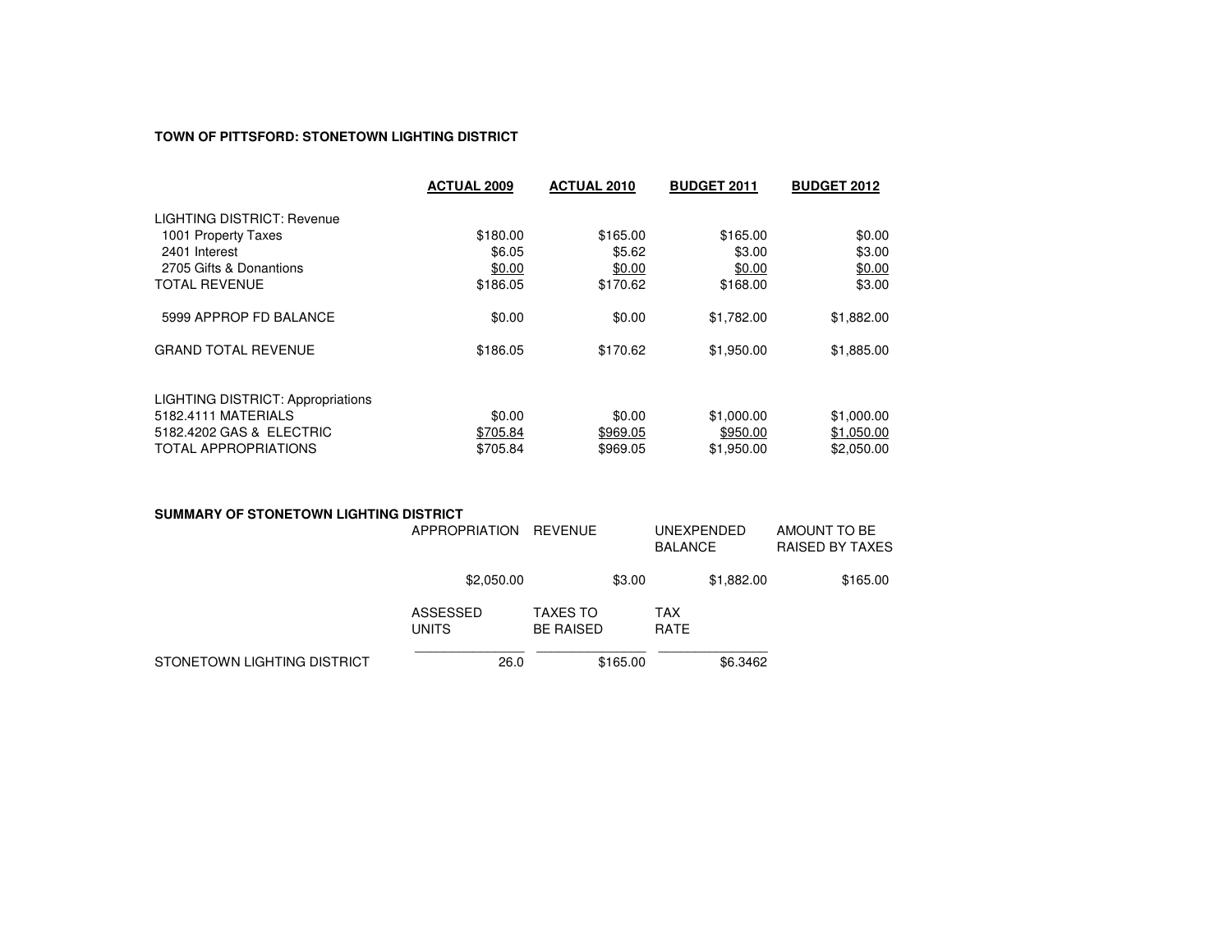**TOWN OF PITTSFORD: STONETOWN LIGHTING DISTRICT**

| | ACTUAL 2009 | ACTUAL 2010 | BUDGET 2011 | BUDGET 2012 |
|---|---|---|---|---|
| LIGHTING DISTRICT: Revenue | | | | |
| 1001 Property Taxes | $180.00 | $165.00 | $165.00 | $0.00 |
| 2401 Interest | $6.05 | $5.62 | $3.00 | $3.00 |
| 2705 Gifts & Donantions | $0.00 | $0.00 | $0.00 | $0.00 |
| TOTAL REVENUE | $186.05 | $170.62 | $168.00 | $3.00 |
| 5999 APPROP FD BALANCE | $0.00 | $0.00 | $1,782.00 | $1,882.00 |
| GRAND TOTAL REVENUE | $186.05 | $170.62 | $1,950.00 | $1,885.00 |
| LIGHTING DISTRICT: Appropriations | | | | |
| 5182.4111 MATERIALS | $0.00 | $0.00 | $1,000.00 | $1,000.00 |
| 5182.4202 GAS & ELECTRIC | $705.84 | $969.05 | $950.00 | $1,050.00 |
| TOTAL APPROPRIATIONS | $705.84 | $969.05 | $1,950.00 | $2,050.00 |

**SUMMARY OF STONETOWN LIGHTING DISTRICT**

| APPROPRIATION | REVENUE | UNEXPENDED BALANCE | AMOUNT TO BE RAISED BY TAXES |
|---|---|---|---|
| $2,050.00 | $3.00 | $1,882.00 | $165.00 |

| | ASSESSED UNITS | TAXES TO BE RAISED | TAX RATE |
|---|---|---|---|
| STONETOWN LIGHTING DISTRICT | 26.0 | $165.00 | $6.3462 |